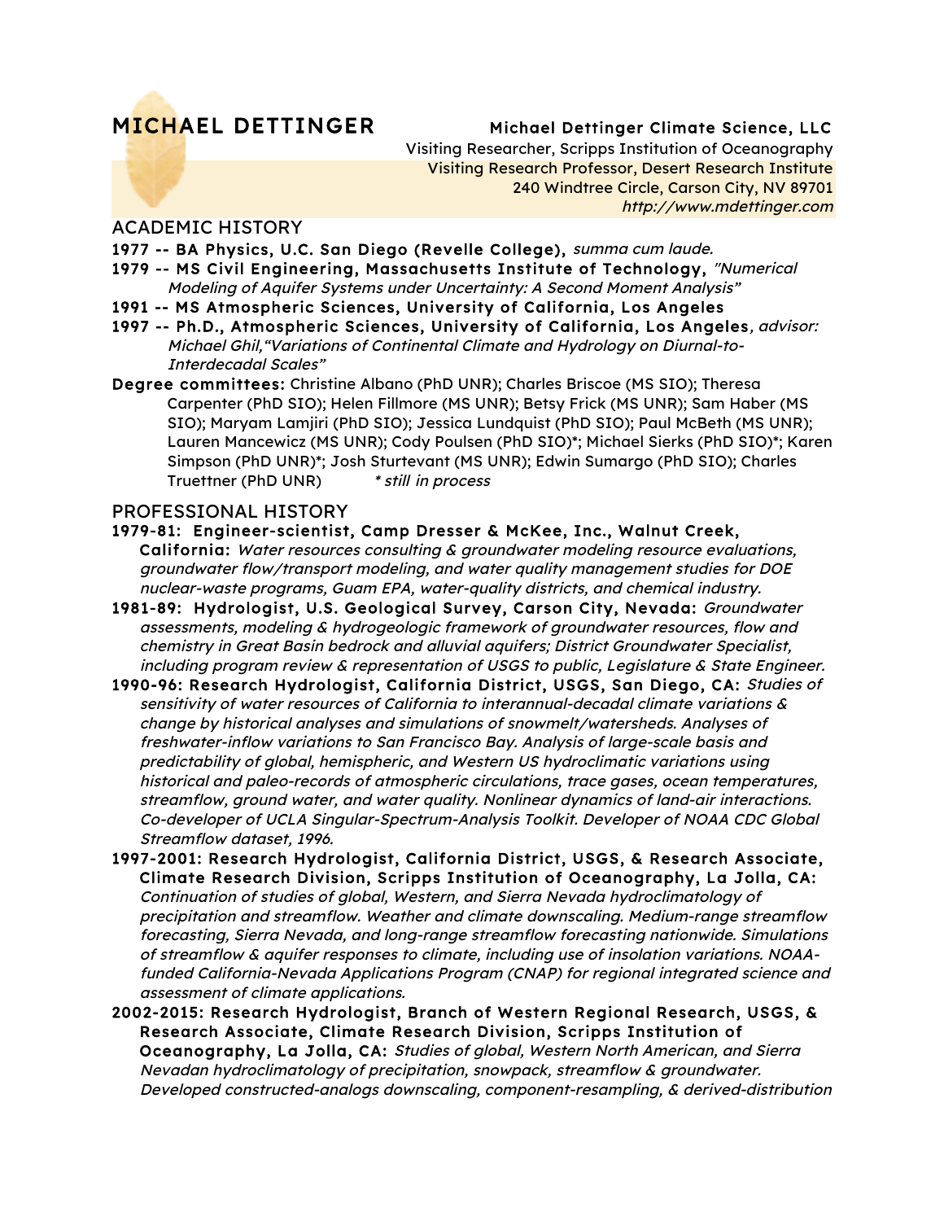# MICHAEL DETTINGER

**Michael Dettinger Climate Science, LLC**
Visiting Researcher, Scripps Institution of Oceanography
Visiting Research Professor, Desert Research Institute
240 Windtree Circle, Carson City, NV 89701
*http://www.mdettinger.com*

## ACADEMIC HISTORY

**1977 -- BA Physics, U.C. San Diego (Revelle College),** *summa cum laude.*

**1979 -- MS Civil Engineering, Massachusetts Institute of Technology,** *"Numerical Modeling of Aquifer Systems under Uncertainty: A Second Moment Analysis"*

**1991 -- MS Atmospheric Sciences, University of California, Los Angeles**

**1997 -- Ph.D., Atmospheric Sciences, University of California, Los Angeles**, *advisor: Michael Ghil,"Variations of Continental Climate and Hydrology on Diurnal-to-Interdecadal Scales"*

**Degree committees:** Christine Albano (PhD UNR); Charles Briscoe (MS SIO); Theresa Carpenter (PhD SIO); Helen Fillmore (MS UNR); Betsy Frick (MS UNR); Sam Haber (MS SIO); Maryam Lamjiri (PhD SIO); Jessica Lundquist (PhD SIO); Paul McBeth (MS UNR); Lauren Mancewicz (MS UNR); Cody Poulsen (PhD SIO)*; Michael Sierks (PhD SIO)*; Karen Simpson (PhD UNR)*; Josh Sturtevant (MS UNR); Edwin Sumargo (PhD SIO); Charles Truettner (PhD UNR) *\* still in process*

## PROFESSIONAL HISTORY

**1979-81: Engineer-scientist, Camp Dresser & McKee, Inc., Walnut Creek, California:** *Water resources consulting & groundwater modeling resource evaluations, groundwater flow/transport modeling, and water quality management studies for DOE nuclear-waste programs, Guam EPA, water-quality districts, and chemical industry.*

**1981-89: Hydrologist, U.S. Geological Survey, Carson City, Nevada:** *Groundwater assessments, modeling & hydrogeologic framework of groundwater resources, flow and chemistry in Great Basin bedrock and alluvial aquifers; District Groundwater Specialist, including program review & representation of USGS to public, Legislature & State Engineer.*

**1990-96: Research Hydrologist, California District, USGS, San Diego, CA:** *Studies of sensitivity of water resources of California to interannual-decadal climate variations & change by historical analyses and simulations of snowmelt/watersheds. Analyses of freshwater-inflow variations to San Francisco Bay. Analysis of large-scale basis and predictability of global, hemispheric, and Western US hydroclimatic variations using historical and paleo-records of atmospheric circulations, trace gases, ocean temperatures, streamflow, ground water, and water quality. Nonlinear dynamics of land-air interactions. Co-developer of UCLA Singular-Spectrum-Analysis Toolkit. Developer of NOAA CDC Global Streamflow dataset, 1996.*

**1997-2001: Research Hydrologist, California District, USGS, & Research Associate, Climate Research Division, Scripps Institution of Oceanography, La Jolla, CA:** *Continuation of studies of global, Western, and Sierra Nevada hydroclimatology of precipitation and streamflow. Weather and climate downscaling. Medium-range streamflow forecasting, Sierra Nevada, and long-range streamflow forecasting nationwide. Simulations of streamflow & aquifer responses to climate, including use of insolation variations. NOAA-funded California-Nevada Applications Program (CNAP) for regional integrated science and assessment of climate applications.*

**2002-2015: Research Hydrologist, Branch of Western Regional Research, USGS, & Research Associate, Climate Research Division, Scripps Institution of Oceanography, La Jolla, CA:** *Studies of global, Western North American, and Sierra Nevadan hydroclimatology of precipitation, snowpack, streamflow & groundwater. Developed constructed-analogs downscaling, component-resampling, & derived-distribution*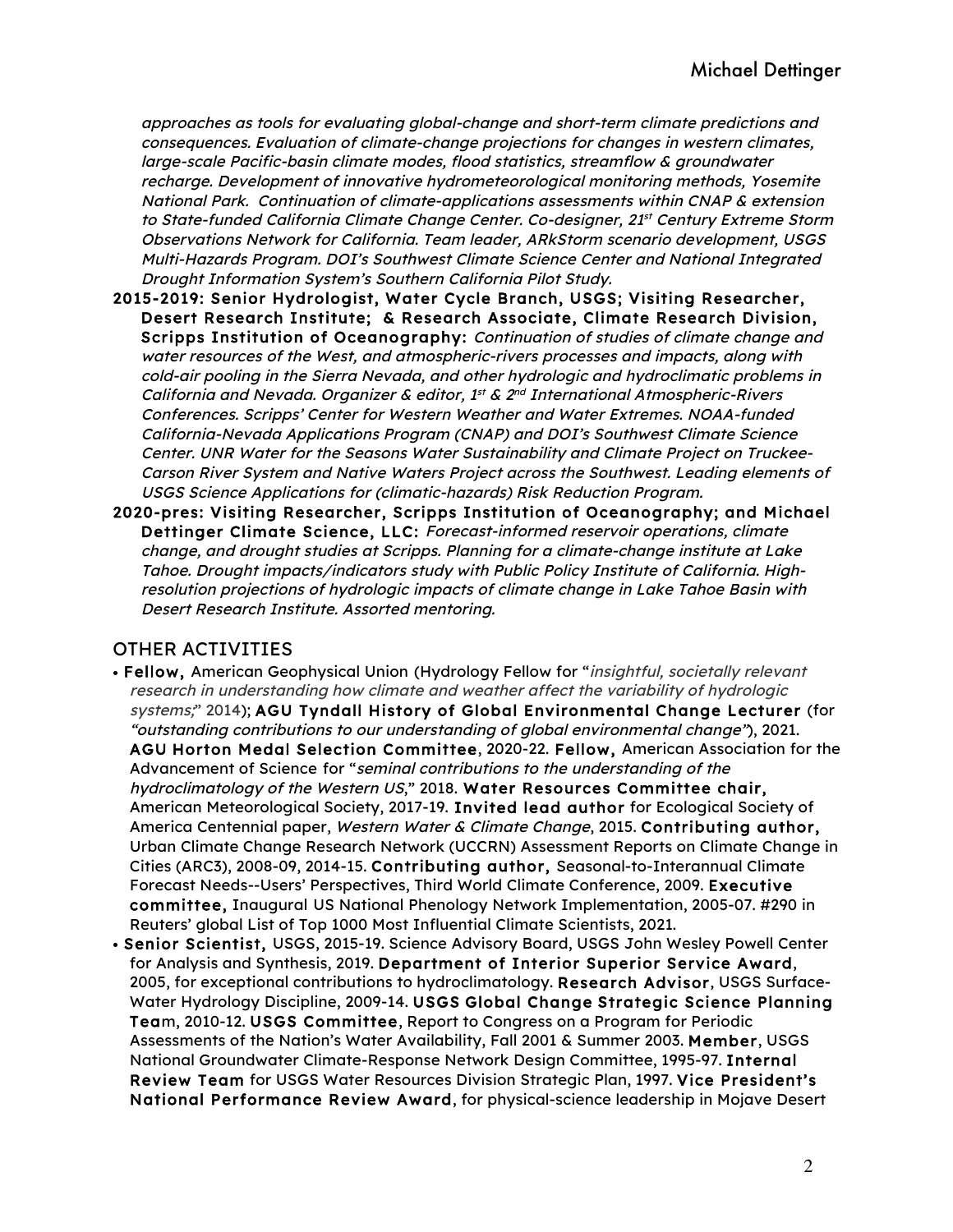*approaches as tools for evaluating global-change and short-term climate predictions and consequences. Evaluation of climate-change projections for changes in western climates, large-scale Pacific-basin climate modes, flood statistics, streamflow & groundwater recharge. Development of innovative hydrometeorological monitoring methods, Yosemite National Park. Continuation of climate-applications assessments within CNAP & extension to State-funded California Climate Change Center. Co-designer, 21st Century Extreme Storm Observations Network for California. Team leader, ARkStorm scenario development, USGS Multi-Hazards Program. DOI's Southwest Climate Science Center and National Integrated Drought Information System's Southern California Pilot Study.*

**2015-2019: Senior Hydrologist, Water Cycle Branch, USGS; Visiting Researcher, Desert Research Institute; & Research Associate, Climate Research Division, Scripps Institution of Oceanography:** *Continuation of studies of climate change and water resources of the West, and atmospheric-rivers processes and impacts, along with cold-air pooling in the Sierra Nevada, and other hydrologic and hydroclimatic problems in California and Nevada. Organizer & editor, 1st & 2nd International Atmospheric-Rivers Conferences. Scripps' Center for Western Weather and Water Extremes. NOAA-funded California-Nevada Applications Program (CNAP) and DOI's Southwest Climate Science Center. UNR Water for the Seasons Water Sustainability and Climate Project on Truckee-Carson River System and Native Waters Project across the Southwest. Leading elements of USGS Science Applications for (climatic-hazards) Risk Reduction Program.*

**2020-pres: Visiting Researcher, Scripps Institution of Oceanography; and Michael Dettinger Climate Science, LLC:** *Forecast-informed reservoir operations, climate change, and drought studies at Scripps. Planning for a climate-change institute at Lake Tahoe. Drought impacts/indicators study with Public Policy Institute of California. High-resolution projections of hydrologic impacts of climate change in Lake Tahoe Basin with Desert Research Institute. Assorted mentoring.*

## OTHER ACTIVITIES

- **Fellow,** American Geophysical Union (Hydrology Fellow for "*insightful, societally relevant research in understanding how climate and weather affect the variability of hydrologic systems;*" 2014); **AGU Tyndall History of Global Environmental Change Lecturer** (for *"outstanding contributions to our understanding of global environmental change"*), 2021. **AGU Horton Medal Selection Committee**, 2020-22. **Fellow,** American Association for the Advancement of Science for "*seminal contributions to the understanding of the hydroclimatology of the Western US*," 2018. **Water Resources Committee chair,** American Meteorological Society, 2017-19. **Invited lead author** for Ecological Society of America Centennial paper, *Western Water & Climate Change*, 2015. **Contributing author,** Urban Climate Change Research Network (UCCRN) Assessment Reports on Climate Change in Cities (ARC3), 2008-09, 2014-15. **Contributing author,** Seasonal-to-Interannual Climate Forecast Needs--Users' Perspectives, Third World Climate Conference, 2009. **Executive committee,** Inaugural US National Phenology Network Implementation, 2005-07. #290 in Reuters' global List of Top 1000 Most Influential Climate Scientists, 2021.
- **Senior Scientist,** USGS, 2015-19. Science Advisory Board, USGS John Wesley Powell Center for Analysis and Synthesis, 2019. **Department of Interior Superior Service Award**, 2005, for exceptional contributions to hydroclimatology. **Research Advisor**, USGS Surface-Water Hydrology Discipline, 2009-14. **USGS Global Change Strategic Science Planning Tea**m, 2010-12. **USGS Committee**, Report to Congress on a Program for Periodic Assessments of the Nation's Water Availability, Fall 2001 & Summer 2003. **Member**, USGS National Groundwater Climate-Response Network Design Committee, 1995-97. **Internal Review Team** for USGS Water Resources Division Strategic Plan, 1997. **Vice President's National Performance Review Award**, for physical-science leadership in Mojave Desert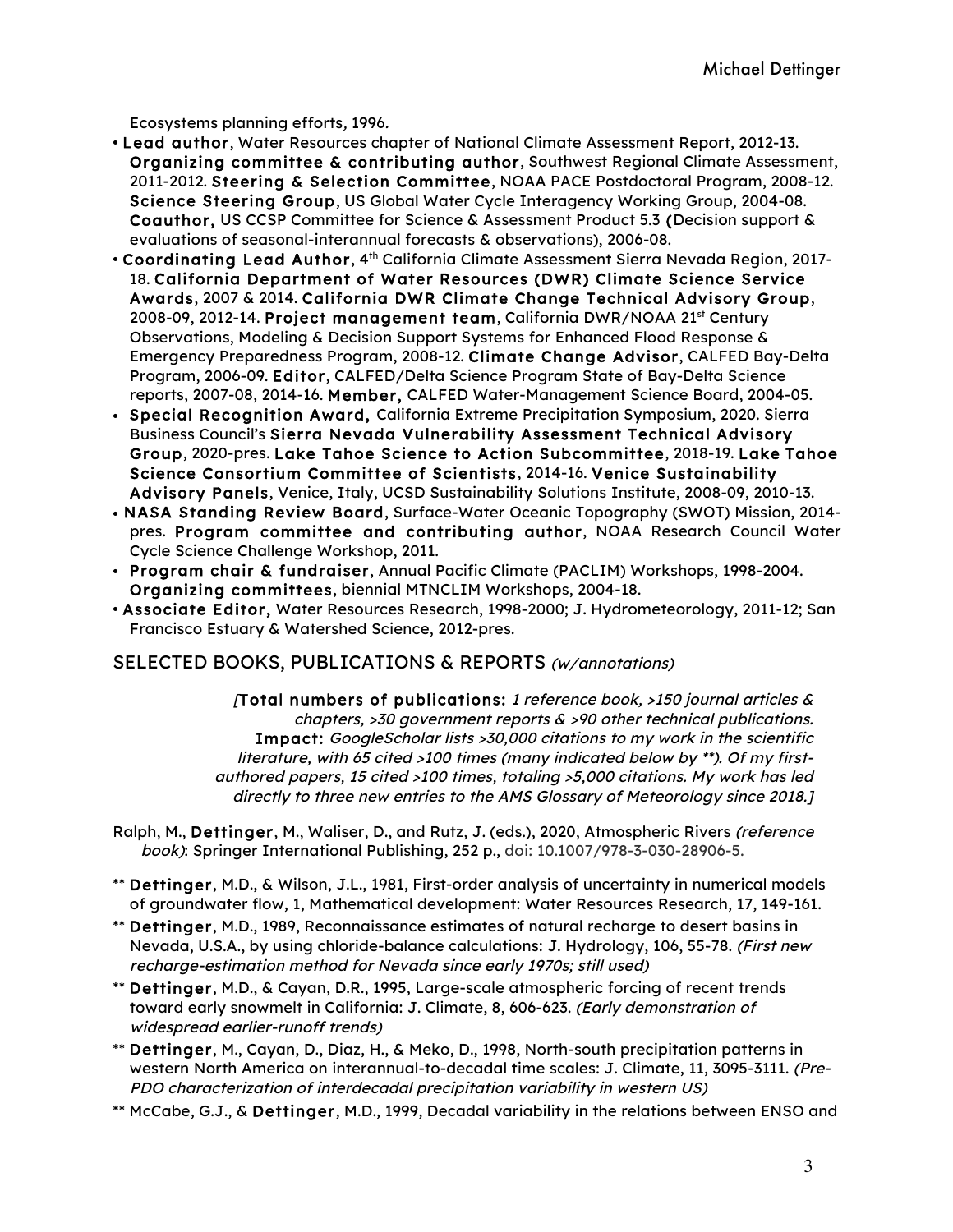Ecosystems planning efforts, 1996.

- **Lead author**, Water Resources chapter of National Climate Assessment Report, 2012-13. **Organizing committee & contributing author**, Southwest Regional Climate Assessment, 2011-2012. **Steering & Selection Committee**, NOAA PACE Postdoctoral Program, 2008-12. **Science Steering Group**, US Global Water Cycle Interagency Working Group, 2004-08. **Coauthor,** US CCSP Committee for Science & Assessment Product 5.3 (Decision support & evaluations of seasonal-interannual forecasts & observations), 2006-08.
- **Coordinating Lead Author**, 4th California Climate Assessment Sierra Nevada Region, 2017-18. **California Department of Water Resources (DWR) Climate Science Service Awards**, 2007 & 2014. **California DWR Climate Change Technical Advisory Group**, 2008-09, 2012-14. **Project management team**, California DWR/NOAA 21st Century Observations, Modeling & Decision Support Systems for Enhanced Flood Response & Emergency Preparedness Program, 2008-12. **Climate Change Advisor**, CALFED Bay-Delta Program, 2006-09. **Editor**, CALFED/Delta Science Program State of Bay-Delta Science reports, 2007-08, 2014-16. **Member,** CALFED Water-Management Science Board, 2004-05.
- **Special Recognition Award,** California Extreme Precipitation Symposium, 2020. Sierra Business Council's **Sierra Nevada Vulnerability Assessment Technical Advisory Group**, 2020-pres. **Lake Tahoe Science to Action Subcommittee**, 2018-19. **Lake Tahoe Science Consortium Committee of Scientists**, 2014-16. **Venice Sustainability Advisory Panels**, Venice, Italy, UCSD Sustainability Solutions Institute, 2008-09, 2010-13.
- **NASA Standing Review Board**, Surface-Water Oceanic Topography (SWOT) Mission, 2014-pres. **Program committee and contributing author**, NOAA Research Council Water Cycle Science Challenge Workshop, 2011.
- **Program chair & fundraiser**, Annual Pacific Climate (PACLIM) Workshops, 1998-2004. **Organizing committees**, biennial MTNCLIM Workshops, 2004-18.
- **Associate Editor,** Water Resources Research, 1998-2000; J. Hydrometeorology, 2011-12; San Francisco Estuary & Watershed Science, 2012-pres.

## SELECTED BOOKS, PUBLICATIONS & REPORTS *(w/annotations)*

[**Total numbers of publications:** *1 reference book, >150 journal articles & chapters, >30 government reports & >90 other technical publications.* **Impact:** *GoogleScholar lists >30,000 citations to my work in the scientific literature, with 65 cited >100 times (many indicated below by **). Of my first-authored papers, 15 cited >100 times, totaling >5,000 citations. My work has led directly to three new entries to the AMS Glossary of Meteorology since 2018.*]

Ralph, M., **Dettinger**, M., Waliser, D., and Rutz, J. (eds.), 2020, Atmospheric Rivers *(reference book)*: Springer International Publishing, 252 p., doi: 10.1007/978-3-030-28906-5.

** **Dettinger**, M.D., & Wilson, J.L., 1981, First-order analysis of uncertainty in numerical models of groundwater flow, 1, Mathematical development: Water Resources Research, 17, 149-161.

** **Dettinger**, M.D., 1989, Reconnaissance estimates of natural recharge to desert basins in Nevada, U.S.A., by using chloride-balance calculations: J. Hydrology, 106, 55-78. *(First new recharge-estimation method for Nevada since early 1970s; still used)*

** **Dettinger**, M.D., & Cayan, D.R., 1995, Large-scale atmospheric forcing of recent trends toward early snowmelt in California: J. Climate, 8, 606-623. *(Early demonstration of widespread earlier-runoff trends)*

** **Dettinger**, M., Cayan, D., Diaz, H., & Meko, D., 1998, North-south precipitation patterns in western North America on interannual-to-decadal time scales: J. Climate, 11, 3095-3111. *(Pre-PDO characterization of interdecadal precipitation variability in western US)*

** McCabe, G.J., & **Dettinger**, M.D., 1999, Decadal variability in the relations between ENSO and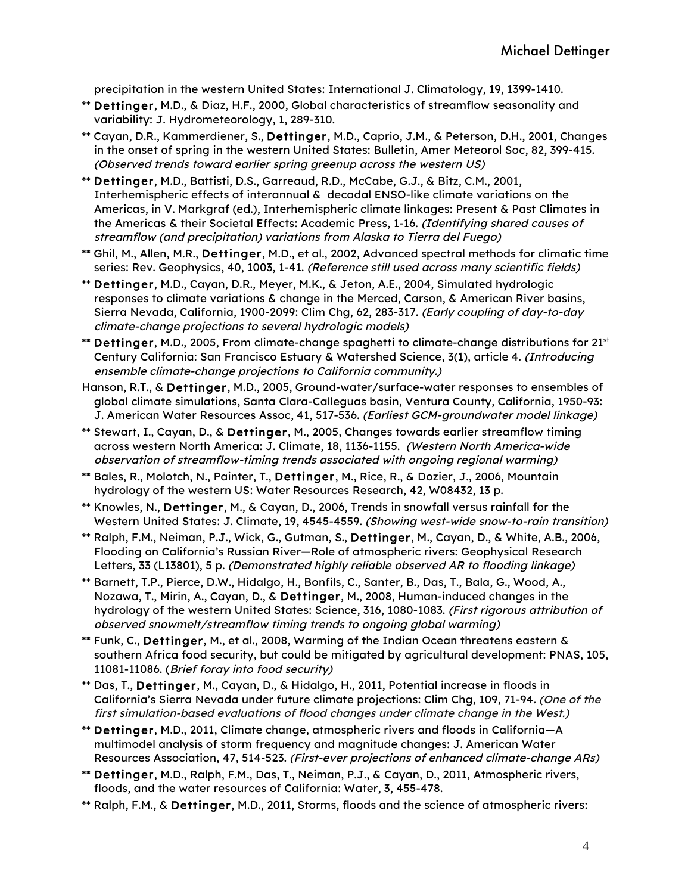precipitation in the western United States: International J. Climatology, 19, 1399-1410.

** **Dettinger**, M.D., & Diaz, H.F., 2000, Global characteristics of streamflow seasonality and variability: J. Hydrometeorology, 1, 289-310.

** Cayan, D.R., Kammerdiener, S., **Dettinger**, M.D., Caprio, J.M., & Peterson, D.H., 2001, Changes in the onset of spring in the western United States: Bulletin, Amer Meteorol Soc, 82, 399-415. *(Observed trends toward earlier spring greenup across the western US)*

** **Dettinger**, M.D., Battisti, D.S., Garreaud, R.D., McCabe, G.J., & Bitz, C.M., 2001, Interhemispheric effects of interannual & decadal ENSO-like climate variations on the Americas, in V. Markgraf (ed.), Interhemispheric climate linkages: Present & Past Climates in the Americas & their Societal Effects: Academic Press, 1-16. *(Identifying shared causes of streamflow (and precipitation) variations from Alaska to Tierra del Fuego)*

** Ghil, M., Allen, M.R., **Dettinger**, M.D., et al., 2002, Advanced spectral methods for climatic time series: Rev. Geophysics, 40, 1003, 1-41. *(Reference still used across many scientific fields)*

** **Dettinger**, M.D., Cayan, D.R., Meyer, M.K., & Jeton, A.E., 2004, Simulated hydrologic responses to climate variations & change in the Merced, Carson, & American River basins, Sierra Nevada, California, 1900-2099: Clim Chg, 62, 283-317. *(Early coupling of day-to-day climate-change projections to several hydrologic models)*

** **Dettinger**, M.D., 2005, From climate-change spaghetti to climate-change distributions for 21st Century California: San Francisco Estuary & Watershed Science, 3(1), article 4. *(Introducing ensemble climate-change projections to California community.)*

Hanson, R.T., & **Dettinger**, M.D., 2005, Ground-water/surface-water responses to ensembles of global climate simulations, Santa Clara-Calleguas basin, Ventura County, California, 1950-93: J. American Water Resources Assoc, 41, 517-536. *(Earliest GCM-groundwater model linkage)*

** Stewart, I., Cayan, D., & **Dettinger**, M., 2005, Changes towards earlier streamflow timing across western North America: J. Climate, 18, 1136-1155. *(Western North America-wide observation of streamflow-timing trends associated with ongoing regional warming)*

** Bales, R., Molotch, N., Painter, T., **Dettinger**, M., Rice, R., & Dozier, J., 2006, Mountain hydrology of the western US: Water Resources Research, 42, W08432, 13 p.

** Knowles, N., **Dettinger**, M., & Cayan, D., 2006, Trends in snowfall versus rainfall for the Western United States: J. Climate, 19, 4545-4559. *(Showing west-wide snow-to-rain transition)*

** Ralph, F.M., Neiman, P.J., Wick, G., Gutman, S., **Dettinger**, M., Cayan, D., & White, A.B., 2006, Flooding on California's Russian River—Role of atmospheric rivers: Geophysical Research Letters, 33 (L13801), 5 p. *(Demonstrated highly reliable observed AR to flooding linkage)*

** Barnett, T.P., Pierce, D.W., Hidalgo, H., Bonfils, C., Santer, B., Das, T., Bala, G., Wood, A., Nozawa, T., Mirin, A., Cayan, D., & **Dettinger**, M., 2008, Human-induced changes in the hydrology of the western United States: Science, 316, 1080-1083. *(First rigorous attribution of observed snowmelt/streamflow timing trends to ongoing global warming)*

** Funk, C., **Dettinger**, M., et al., 2008, Warming of the Indian Ocean threatens eastern & southern Africa food security, but could be mitigated by agricultural development: PNAS, 105, 11081-11086. (*Brief foray into food security)*

** Das, T., **Dettinger**, M., Cayan, D., & Hidalgo, H., 2011, Potential increase in floods in California's Sierra Nevada under future climate projections: Clim Chg, 109, 71-94. *(One of the first simulation-based evaluations of flood changes under climate change in the West.)*

** **Dettinger**, M.D., 2011, Climate change, atmospheric rivers and floods in California—A multimodel analysis of storm frequency and magnitude changes: J. American Water Resources Association, 47, 514-523. *(First-ever projections of enhanced climate-change ARs)*

** **Dettinger**, M.D., Ralph, F.M., Das, T., Neiman, P.J., & Cayan, D., 2011, Atmospheric rivers, floods, and the water resources of California: Water, 3, 455-478.

** Ralph, F.M., & **Dettinger**, M.D., 2011, Storms, floods and the science of atmospheric rivers: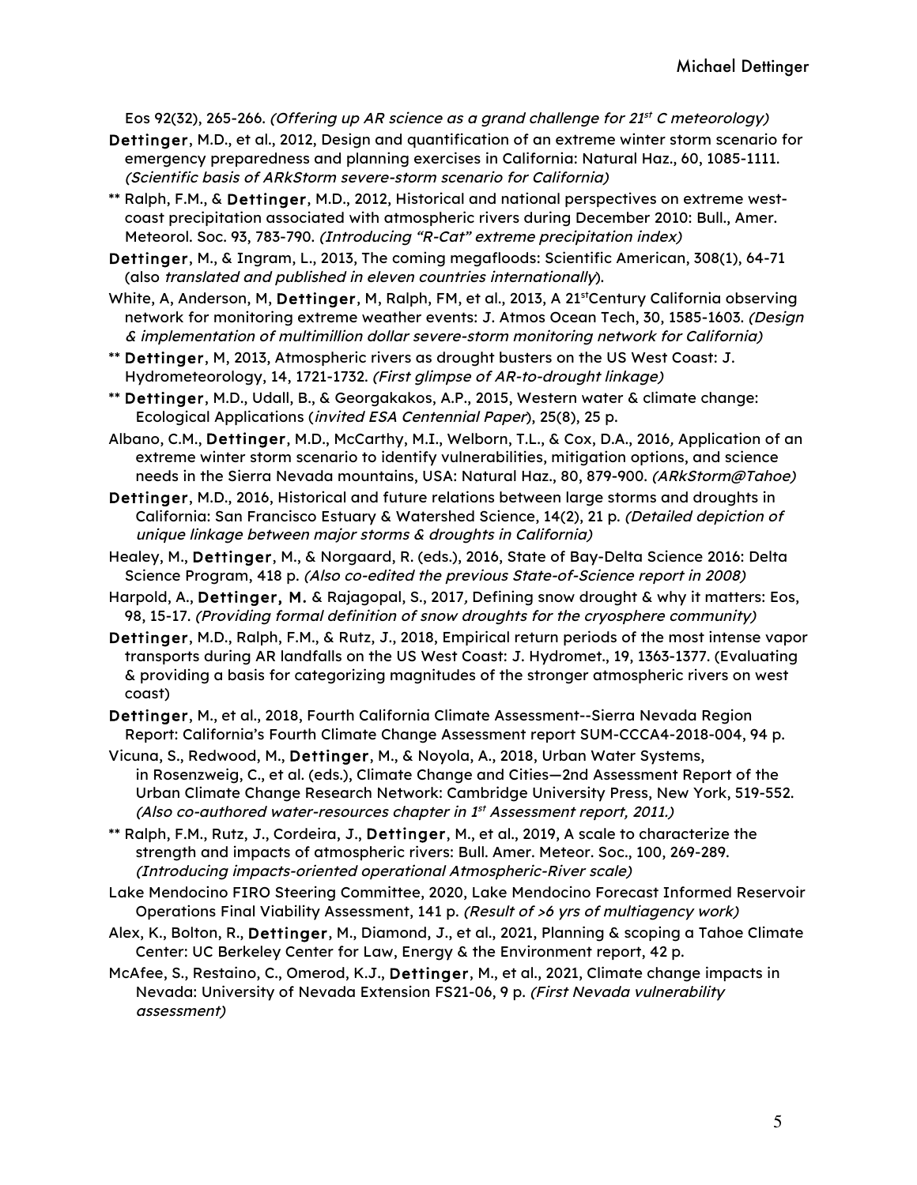Eos 92(32), 265-266. *(Offering up AR science as a grand challenge for 21st C meteorology)*

**Dettinger**, M.D., et al., 2012, Design and quantification of an extreme winter storm scenario for emergency preparedness and planning exercises in California: Natural Haz., 60, 1085-1111. *(Scientific basis of ARkStorm severe-storm scenario for California)*

** Ralph, F.M., & **Dettinger**, M.D., 2012, Historical and national perspectives on extreme west-coast precipitation associated with atmospheric rivers during December 2010: Bull., Amer. Meteorol. Soc. 93, 783-790. *(Introducing "R-Cat" extreme precipitation index)*

**Dettinger**, M., & Ingram, L., 2013, The coming megafloods: Scientific American, 308(1), 64-71 (also *translated and published in eleven countries internationally*).

White, A, Anderson, M, **Dettinger**, M, Ralph, FM, et al., 2013, A 21stCentury California observing network for monitoring extreme weather events: J. Atmos Ocean Tech, 30, 1585-1603. *(Design & implementation of multimillion dollar severe-storm monitoring network for California)*

** **Dettinger**, M, 2013, Atmospheric rivers as drought busters on the US West Coast: J. Hydrometeorology, 14, 1721-1732. *(First glimpse of AR-to-drought linkage)*

** **Dettinger**, M.D., Udall, B., & Georgakakos, A.P., 2015, Western water & climate change: Ecological Applications (*invited ESA Centennial Paper*), 25(8), 25 p.

Albano, C.M., **Dettinger**, M.D., McCarthy, M.I., Welborn, T.L., & Cox, D.A., 2016, Application of an extreme winter storm scenario to identify vulnerabilities, mitigation options, and science needs in the Sierra Nevada mountains, USA: Natural Haz., 80, 879-900. *(ARkStorm@Tahoe)*

**Dettinger**, M.D., 2016, Historical and future relations between large storms and droughts in California: San Francisco Estuary & Watershed Science, 14(2), 21 p. *(Detailed depiction of unique linkage between major storms & droughts in California)*

Healey, M., **Dettinger**, M., & Norgaard, R. (eds.), 2016, State of Bay-Delta Science 2016: Delta Science Program, 418 p. *(Also co-edited the previous State-of-Science report in 2008)*

Harpold, A., **Dettinger, M.** & Rajagopal, S., 2017, Defining snow drought & why it matters: Eos, 98, 15-17. *(Providing formal definition of snow droughts for the cryosphere community)*

**Dettinger**, M.D., Ralph, F.M., & Rutz, J., 2018, Empirical return periods of the most intense vapor transports during AR landfalls on the US West Coast: J. Hydromet., 19, 1363-1377. (Evaluating & providing a basis for categorizing magnitudes of the stronger atmospheric rivers on west coast)

**Dettinger**, M., et al., 2018, Fourth California Climate Assessment--Sierra Nevada Region Report: California's Fourth Climate Change Assessment report SUM-CCCA4-2018-004, 94 p.

Vicuna, S., Redwood, M., **Dettinger**, M., & Noyola, A., 2018, Urban Water Systems, in Rosenzweig, C., et al. (eds.), Climate Change and Cities—2nd Assessment Report of the Urban Climate Change Research Network: Cambridge University Press, New York, 519-552. *(Also co-authored water-resources chapter in 1st Assessment report, 2011.)*

** Ralph, F.M., Rutz, J., Cordeira, J., **Dettinger**, M., et al., 2019, A scale to characterize the strength and impacts of atmospheric rivers: Bull. Amer. Meteor. Soc., 100, 269-289. *(Introducing impacts-oriented operational Atmospheric-River scale)*

Lake Mendocino FIRO Steering Committee, 2020, Lake Mendocino Forecast Informed Reservoir Operations Final Viability Assessment, 141 p. *(Result of >6 yrs of multiagency work)*

Alex, K., Bolton, R., **Dettinger**, M., Diamond, J., et al., 2021, Planning & scoping a Tahoe Climate Center: UC Berkeley Center for Law, Energy & the Environment report, 42 p.

McAfee, S., Restaino, C., Omerod, K.J., **Dettinger**, M., et al., 2021, Climate change impacts in Nevada: University of Nevada Extension FS21-06, 9 p. *(First Nevada vulnerability assessment)*